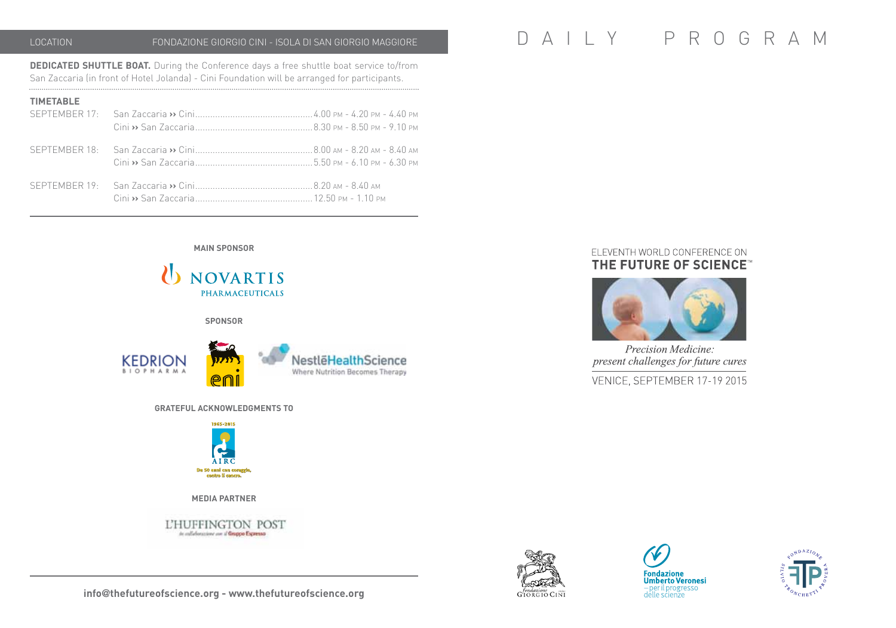| LOCATION | FONDAZIONE GIORGIO CINI - ISOLA DI SAN GIORGIO MAGGIORE |
| --- | --- |

**DEDICATED SHUTTLE BOAT.** During the Conference days a free shuttle boat service to/from San Zaccaria (in front of Hotel Jolanda) - Cini Foundation will be arranged for participants.

**TIMETABLE**

| | | |
| --- | --- | --- |
| SEPTEMBER 17: | San Zaccaria ›› Cini | 4.00 PM - 4.20 PM - 4.40 PM |
| | Cini ›› San Zaccaria | 8.30 PM - 8.50 PM - 9.10 PM |
| SEPTEMBER 18: | San Zaccaria ›› Cini | 8.00 AM - 8.20 AM - 8.40 AM |
| | Cini ›› San Zaccaria | 5.50 PM - 6.10 PM - 6.30 PM |
| SEPTEMBER 19: | San Zaccaria ›› Cini | 8.20 AM - 8.40 AM |
| | Cini ›› San Zaccaria | 12.50 PM - 1.10 PM |

**MAIN SPONSOR**

NOVARTIS PHARMACEUTICALS

**SPONSOR**

KEDRION BIOPHARMA

eni

NestléHealthScience – Where Nutrition Becomes Therapy

**GRATEFUL ACKNOWLEDGMENTS TO**

1965-2015 AIRC – Da 50 anni con coraggio, contro il cancro.

**MEDIA PARTNER**

L'HUFFINGTON POST – in collaborazione con il Gruppo Espresso

**info@thefutureofscience.org - www.thefutureofscience.org**

# D A I L Y P R O G R A M

ELEVENTH WORLD CONFERENCE ON

## THE FUTURE OF SCIENCE™

*Precision Medicine:*
*present challenges for future cures*

VENICE, SEPTEMBER 17-19 2015

Fondazione Giorgio Cini

Fondazione Umberto Veronesi – per il progresso delle scienze

Fondazione Silvio Tronchetti Provera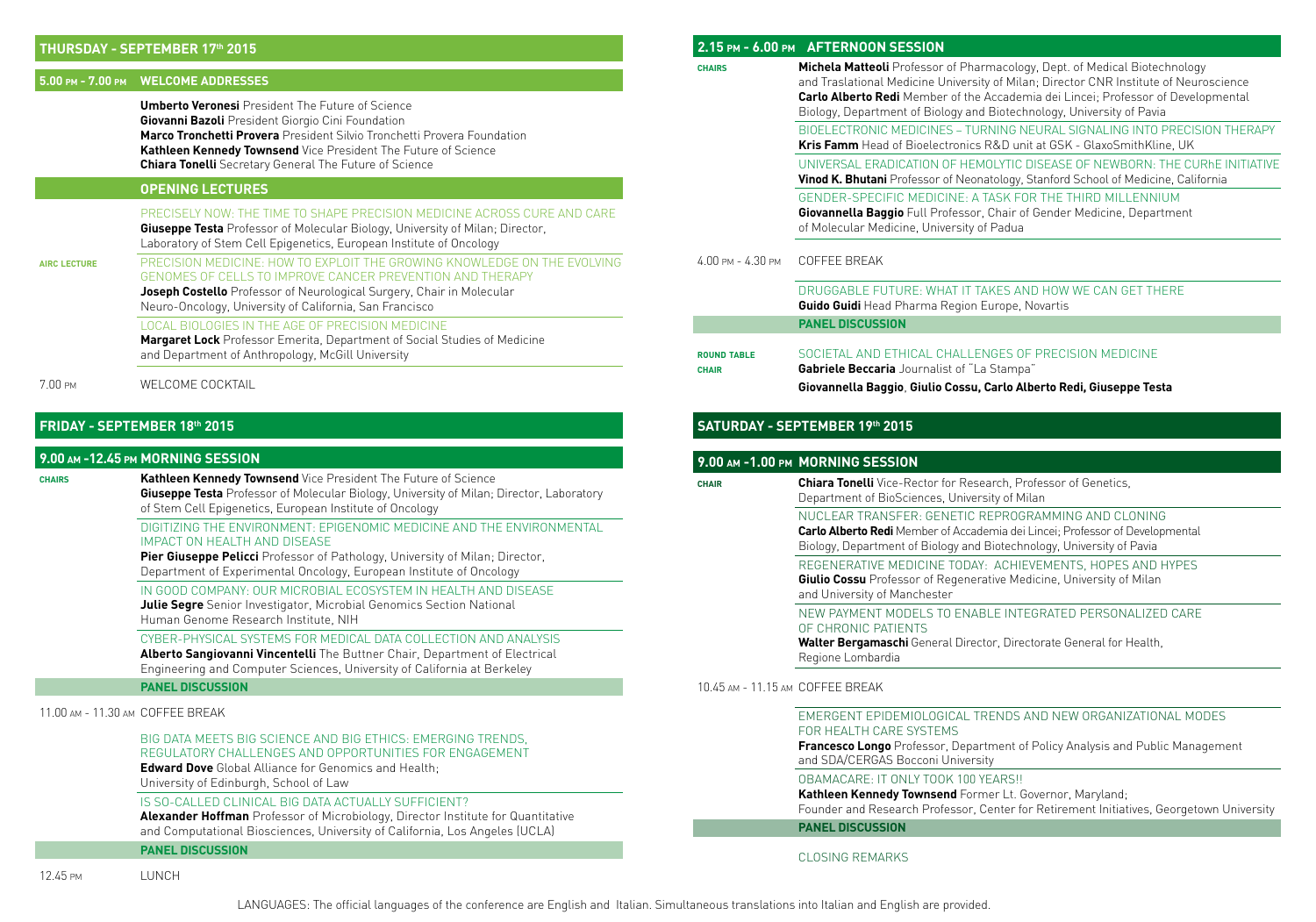## THURSDAY - SEPTEMBER 17th 2015

### 5.00 PM - 7.00 PM WELCOME ADDRESSES

**Umberto Veronesi** President The Future of Science
**Giovanni Bazoli** President Giorgio Cini Foundation
**Marco Tronchetti Provera** President Silvio Tronchetti Provera Foundation
**Kathleen Kennedy Townsend** Vice President The Future of Science
**Chiara Tonelli** Secretary General The Future of Science

### OPENING LECTURES

PRECISELY NOW: THE TIME TO SHAPE PRECISION MEDICINE ACROSS CURE AND CARE
**Giuseppe Testa** Professor of Molecular Biology, University of Milan; Director, Laboratory of Stem Cell Epigenetics, European Institute of Oncology

AIRC LECTURE
PRECISION MEDICINE: HOW TO EXPLOIT THE GROWING KNOWLEDGE ON THE EVOLVING GENOMES OF CELLS TO IMPROVE CANCER PREVENTION AND THERAPY
**Joseph Costello** Professor of Neurological Surgery, Chair in Molecular Neuro-Oncology, University of California, San Francisco

LOCAL BIOLOGIES IN THE AGE OF PRECISION MEDICINE
**Margaret Lock** Professor Emerita, Department of Social Studies of Medicine and Department of Anthropology, McGill University

7.00 PM WELCOME COCKTAIL

## FRIDAY - SEPTEMBER 18th 2015

### 9.00 AM -12.45 PM MORNING SESSION

CHAIRS
**Kathleen Kennedy Townsend** Vice President The Future of Science
**Giuseppe Testa** Professor of Molecular Biology, University of Milan; Director, Laboratory of Stem Cell Epigenetics, European Institute of Oncology

DIGITIZING THE ENVIRONMENT: EPIGENOMIC MEDICINE AND THE ENVIRONMENTAL IMPACT ON HEALTH AND DISEASE
**Pier Giuseppe Pelicci** Professor of Pathology, University of Milan; Director, Department of Experimental Oncology, European Institute of Oncology

IN GOOD COMPANY: OUR MICROBIAL ECOSYSTEM IN HEALTH AND DISEASE
**Julie Segre** Senior Investigator, Microbial Genomics Section National Human Genome Research Institute, NIH

CYBER-PHYSICAL SYSTEMS FOR MEDICAL DATA COLLECTION AND ANALYSIS
**Alberto Sangiovanni Vincentelli** The Buttner Chair, Department of Electrical Engineering and Computer Sciences, University of California at Berkeley

**PANEL DISCUSSION**

11.00 AM - 11.30 AM COFFEE BREAK

BIG DATA MEETS BIG SCIENCE AND BIG ETHICS: EMERGING TRENDS, REGULATORY CHALLENGES AND OPPORTUNITIES FOR ENGAGEMENT
**Edward Dove** Global Alliance for Genomics and Health; University of Edinburgh, School of Law

IS SO-CALLED CLINICAL BIG DATA ACTUALLY SUFFICIENT?
**Alexander Hoffman** Professor of Microbiology, Director Institute for Quantitative and Computational Biosciences, University of California, Los Angeles (UCLA)

**PANEL DISCUSSION**

12.45 PM LUNCH

### 2.15 PM - 6.00 PM AFTERNOON SESSION

CHAIRS
**Michela Matteoli** Professor of Pharmacology, Dept. of Medical Biotechnology and Traslational Medicine University of Milan; Director CNR Institute of Neuroscience
**Carlo Alberto Redi** Member of the Accademia dei Lincei; Professor of Developmental Biology, Department of Biology and Biotechnology, University of Pavia

BIOELECTRONIC MEDICINES – TURNING NEURAL SIGNALING INTO PRECISION THERAPY
**Kris Famm** Head of Bioelectronics R&D unit at GSK - GlaxoSmithKline, UK

UNIVERSAL ERADICATION OF HEMOLYTIC DISEASE OF NEWBORN: THE CURhE INITIATIVE
**Vinod K. Bhutani** Professor of Neonatology, Stanford School of Medicine, California

GENDER-SPECIFIC MEDICINE: A TASK FOR THE THIRD MILLENNIUM
**Giovannella Baggio** Full Professor, Chair of Gender Medicine, Department of Molecular Medicine, University of Padua

4.00 PM - 4.30 PM COFFEE BREAK

DRUGGABLE FUTURE: WHAT IT TAKES AND HOW WE CAN GET THERE
**Guido Guidi** Head Pharma Region Europe, Novartis

**PANEL DISCUSSION**

ROUND TABLE
SOCIETAL AND ETHICAL CHALLENGES OF PRECISION MEDICINE

CHAIR
**Gabriele Beccaria** Journalist of "La Stampa"
**Giovannella Baggio**, **Giulio Cossu, Carlo Alberto Redi, Giuseppe Testa**

## SATURDAY - SEPTEMBER 19th 2015

### 9.00 AM -1.00 PM MORNING SESSION

CHAIR
**Chiara Tonelli** Vice-Rector for Research, Professor of Genetics, Department of BioSciences, University of Milan

NUCLEAR TRANSFER: GENETIC REPROGRAMMING AND CLONING
**Carlo Alberto Redi** Member of Accademia dei Lincei; Professor of Developmental Biology, Department of Biology and Biotechnology, University of Pavia

REGENERATIVE MEDICINE TODAY: ACHIEVEMENTS, HOPES AND HYPES
**Giulio Cossu** Professor of Regenerative Medicine, University of Milan and University of Manchester

NEW PAYMENT MODELS TO ENABLE INTEGRATED PERSONALIZED CARE OF CHRONIC PATIENTS
**Walter Bergamaschi** General Director, Directorate General for Health, Regione Lombardia

10.45 AM - 11.15 AM COFFEE BREAK

EMERGENT EPIDEMIOLOGICAL TRENDS AND NEW ORGANIZATIONAL MODES FOR HEALTH CARE SYSTEMS
**Francesco Longo** Professor, Department of Policy Analysis and Public Management and SDA/CERGAS Bocconi University

OBAMACARE: IT ONLY TOOK 100 YEARS!!
**Kathleen Kennedy Townsend** Former Lt. Governor, Maryland; Founder and Research Professor, Center for Retirement Initiatives, Georgetown University

**PANEL DISCUSSION**

CLOSING REMARKS

LANGUAGES: The official languages of the conference are English and Italian. Simultaneous translations into Italian and English are provided.